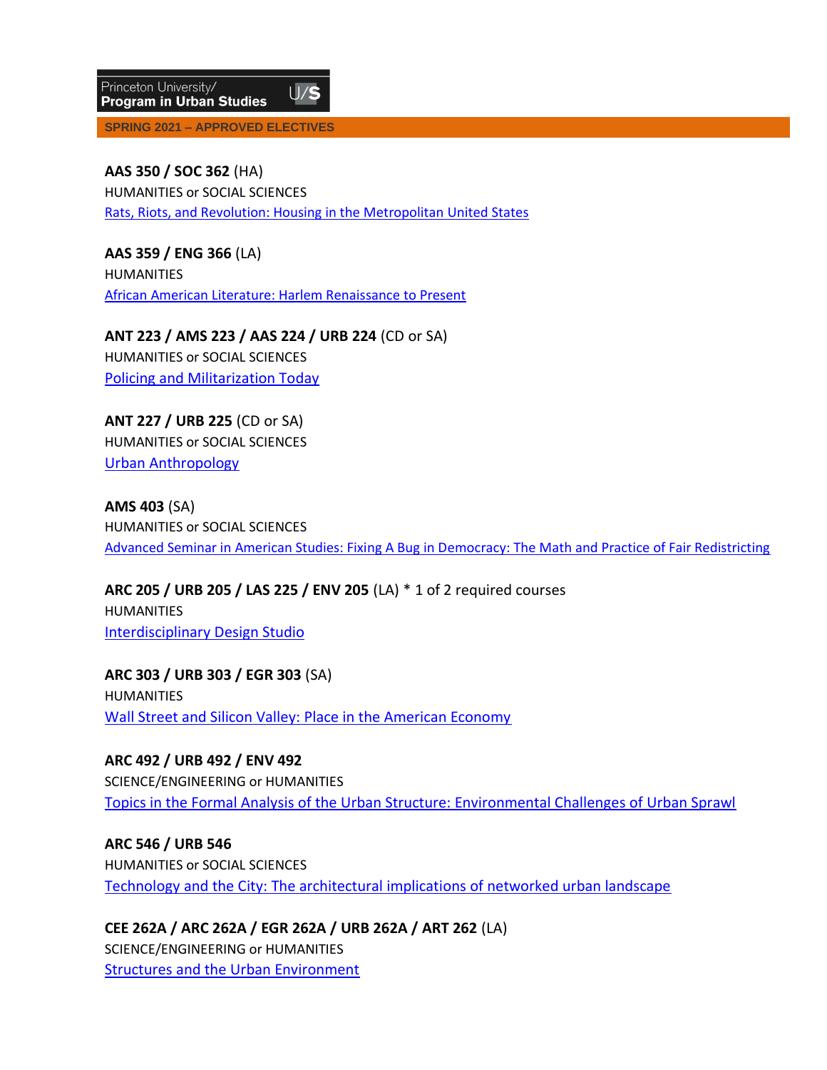Princeton University/
**Program in Urban Studies**

## SPRING 2021 – APPROVED ELECTIVES

**AAS 350 / SOC 362** (HA)
HUMANITIES or SOCIAL SCIENCES
Rats, Riots, and Revolution: Housing in the Metropolitan United States

**AAS 359 / ENG 366** (LA)
HUMANITIES
African American Literature: Harlem Renaissance to Present

**ANT 223 / AMS 223 / AAS 224 / URB 224** (CD or SA)
HUMANITIES or SOCIAL SCIENCES
Policing and Militarization Today

**ANT 227 / URB 225** (CD or SA)
HUMANITIES or SOCIAL SCIENCES
Urban Anthropology

**AMS 403** (SA)
HUMANITIES or SOCIAL SCIENCES
Advanced Seminar in American Studies: Fixing A Bug in Democracy: The Math and Practice of Fair Redistricting

**ARC 205 / URB 205 / LAS 225 / ENV 205** (LA) * 1 of 2 required courses
HUMANITIES
Interdisciplinary Design Studio

**ARC 303 / URB 303 / EGR 303** (SA)
HUMANITIES
Wall Street and Silicon Valley: Place in the American Economy

**ARC 492 / URB 492 / ENV 492**
SCIENCE/ENGINEERING or HUMANITIES
Topics in the Formal Analysis of the Urban Structure: Environmental Challenges of Urban Sprawl

**ARC 546 / URB 546**
HUMANITIES or SOCIAL SCIENCES
Technology and the City: The architectural implications of networked urban landscape

**CEE 262A / ARC 262A / EGR 262A / URB 262A / ART 262** (LA)
SCIENCE/ENGINEERING or HUMANITIES
Structures and the Urban Environment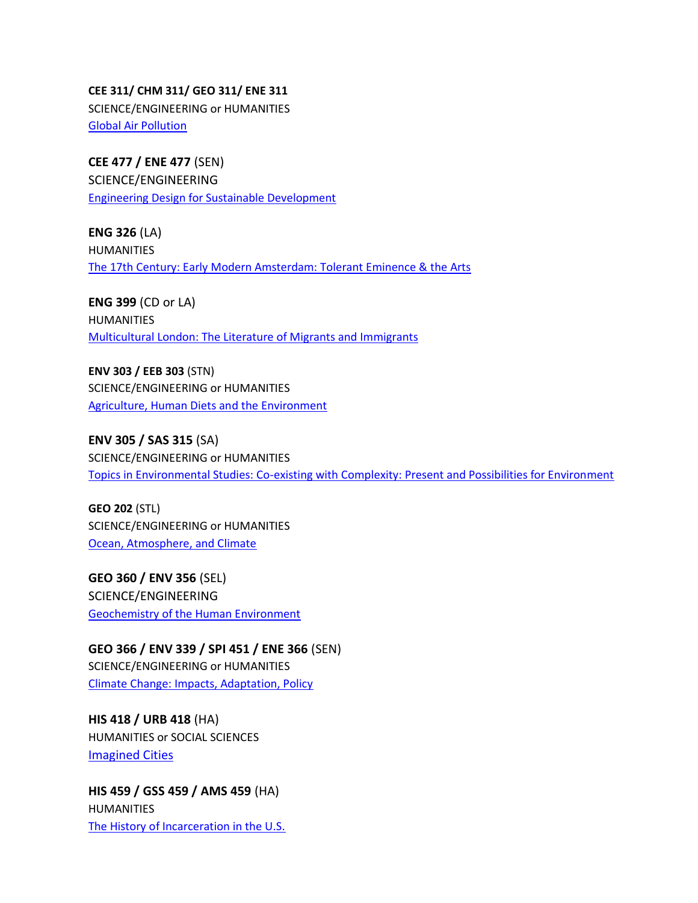**CEE 311/ CHM 311/ GEO 311/ ENE 311**
SCIENCE/ENGINEERING or HUMANITIES
Global Air Pollution

**CEE 477 / ENE 477** (SEN)
SCIENCE/ENGINEERING
Engineering Design for Sustainable Development

**ENG 326** (LA)
HUMANITIES
The 17th Century: Early Modern Amsterdam: Tolerant Eminence & the Arts

**ENG 399** (CD or LA)
HUMANITIES
Multicultural London: The Literature of Migrants and Immigrants

**ENV 303 / EEB 303** (STN)
SCIENCE/ENGINEERING or HUMANITIES
Agriculture, Human Diets and the Environment

**ENV 305 / SAS 315** (SA)
SCIENCE/ENGINEERING or HUMANITIES
Topics in Environmental Studies: Co-existing with Complexity: Present and Possibilities for Environment

**GEO 202** (STL)
SCIENCE/ENGINEERING or HUMANITIES
Ocean, Atmosphere, and Climate

**GEO 360 / ENV 356** (SEL)
SCIENCE/ENGINEERING
Geochemistry of the Human Environment

**GEO 366 / ENV 339 / SPI 451 / ENE 366** (SEN)
SCIENCE/ENGINEERING or HUMANITIES
Climate Change: Impacts, Adaptation, Policy

**HIS 418 / URB 418** (HA)
HUMANITIES or SOCIAL SCIENCES
Imagined Cities

**HIS 459 / GSS 459 / AMS 459** (HA)
HUMANITIES
The History of Incarceration in the U.S.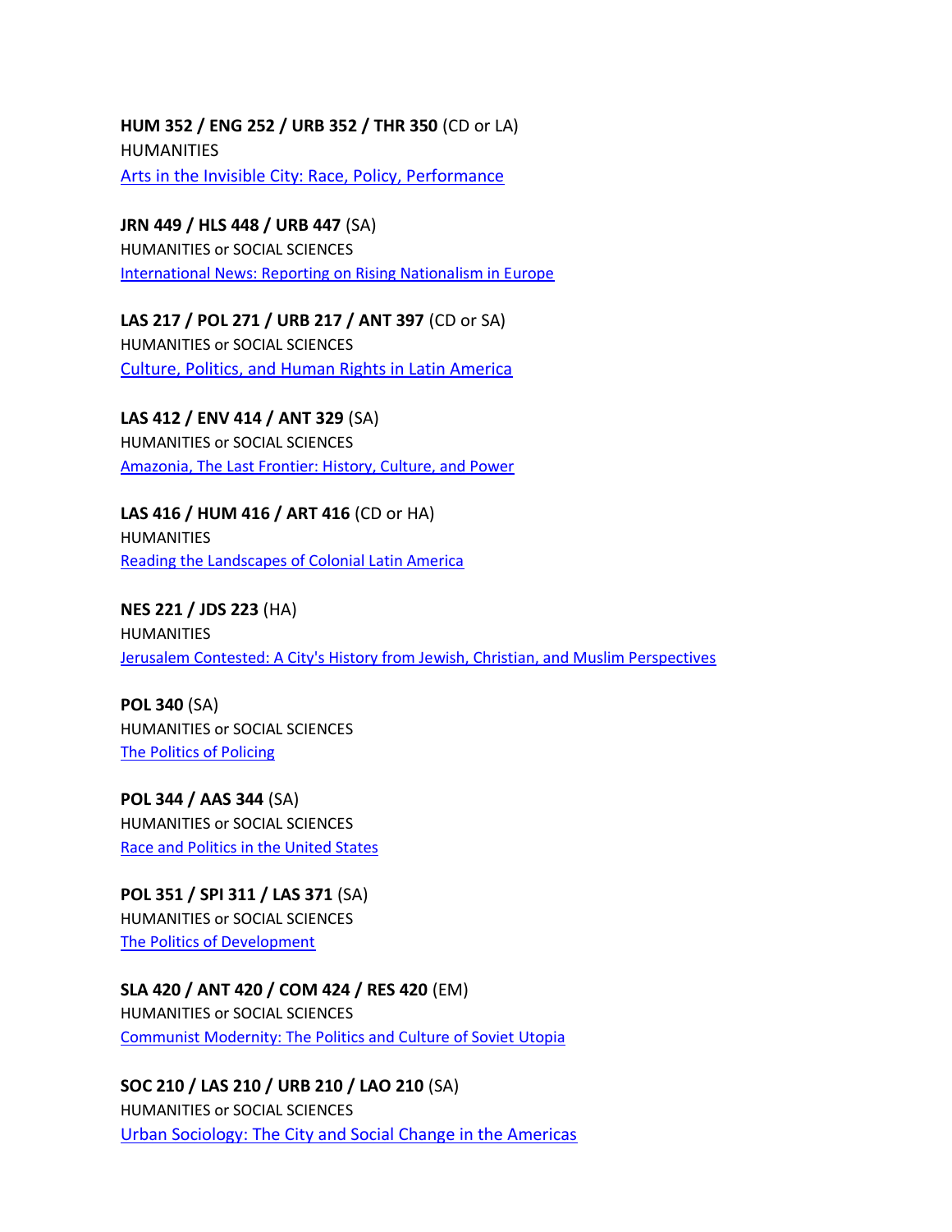**HUM 352 / ENG 252 / URB 352 / THR 350** (CD or LA)
HUMANITIES
Arts in the Invisible City: Race, Policy, Performance

**JRN 449 / HLS 448 / URB 447** (SA)
HUMANITIES or SOCIAL SCIENCES
International News: Reporting on Rising Nationalism in Europe

**LAS 217 / POL 271 / URB 217 / ANT 397** (CD or SA)
HUMANITIES or SOCIAL SCIENCES
Culture, Politics, and Human Rights in Latin America

**LAS 412 / ENV 414 / ANT 329** (SA)
HUMANITIES or SOCIAL SCIENCES
Amazonia, The Last Frontier: History, Culture, and Power

**LAS 416 / HUM 416 / ART 416** (CD or HA)
HUMANITIES
Reading the Landscapes of Colonial Latin America

**NES 221 / JDS 223** (HA)
HUMANITIES
Jerusalem Contested: A City's History from Jewish, Christian, and Muslim Perspectives

**POL 340** (SA)
HUMANITIES or SOCIAL SCIENCES
The Politics of Policing

**POL 344 / AAS 344** (SA)
HUMANITIES or SOCIAL SCIENCES
Race and Politics in the United States

**POL 351 / SPI 311 / LAS 371** (SA)
HUMANITIES or SOCIAL SCIENCES
The Politics of Development

**SLA 420 / ANT 420 / COM 424 / RES 420** (EM)
HUMANITIES or SOCIAL SCIENCES
Communist Modernity: The Politics and Culture of Soviet Utopia

**SOC 210 / LAS 210 / URB 210 / LAO 210** (SA)
HUMANITIES or SOCIAL SCIENCES
Urban Sociology: The City and Social Change in the Americas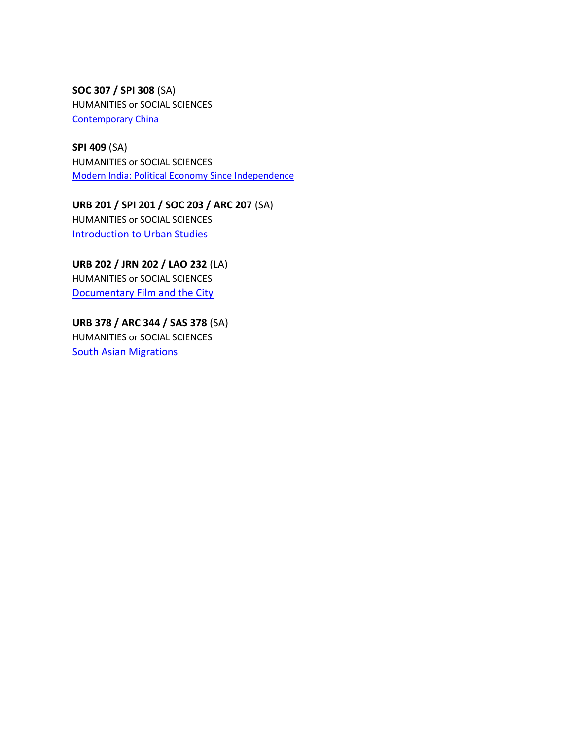**SOC 307 / SPI 308** (SA)
HUMANITIES or SOCIAL SCIENCES
Contemporary China

**SPI 409** (SA)
HUMANITIES or SOCIAL SCIENCES
Modern India: Political Economy Since Independence

**URB 201 / SPI 201 / SOC 203 / ARC 207** (SA)
HUMANITIES or SOCIAL SCIENCES
Introduction to Urban Studies

**URB 202 / JRN 202 / LAO 232** (LA)
HUMANITIES or SOCIAL SCIENCES
Documentary Film and the City

**URB 378 / ARC 344 / SAS 378** (SA)
HUMANITIES or SOCIAL SCIENCES
South Asian Migrations